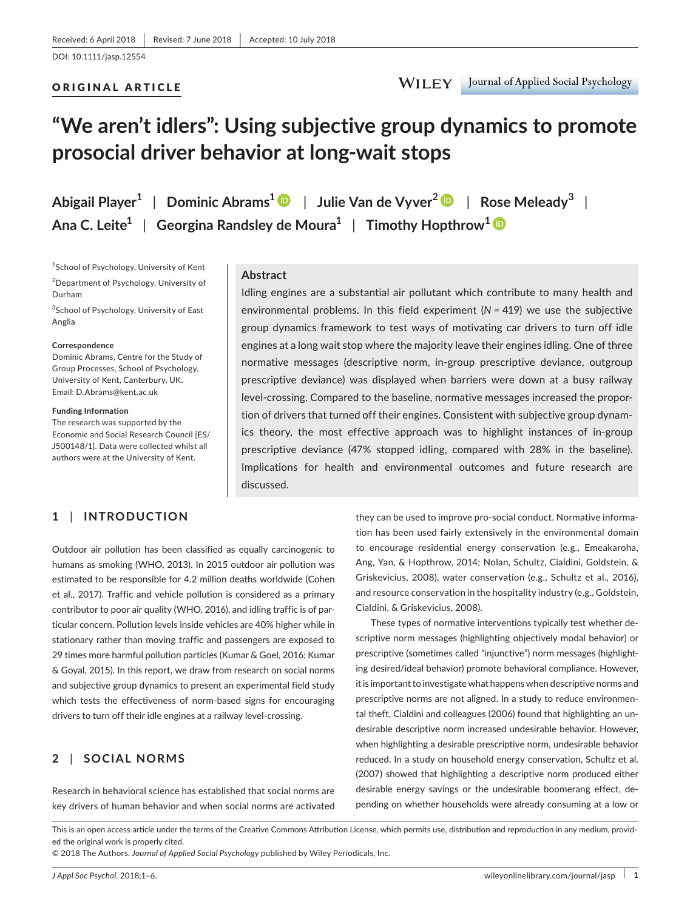Received: 6 April 2018 | Revised: 7 June 2018 | Accepted: 10 July 2018

DOI: 10.1111/jasp.12554

ORIGINAL ARTICLE

# "We aren't idlers": Using subjective group dynamics to promote prosocial driver behavior at long-wait stops

**Abigail Player[1] | Dominic Abrams[1] | Julie Van de Vyver[2] | Rose Meleady[3] | Ana C. Leite[1] | Georgina Randsley de Moura[1] | Timothy Hopthrow[1]**

[1] School of Psychology, University of Kent

[2] Department of Psychology, University of Durham

[3] School of Psychology, University of East Anglia

**Correspondence**
Dominic Abrams, Centre for the Study of Group Processes, School of Psychology, University of Kent, Canterbury, UK.
Email: D.Abrams@kent.ac.uk

**Funding Information**
The research was supported by the Economic and Social Research Council [ES/J500148/1]. Data were collected whilst all authors were at the University of Kent.

## Abstract

Idling engines are a substantial air pollutant which contribute to many health and environmental problems. In this field experiment ($N = 419$) we use the subjective group dynamics framework to test ways of motivating car drivers to turn off idle engines at a long wait stop where the majority leave their engines idling. One of three normative messages (descriptive norm, in-group prescriptive deviance, outgroup prescriptive deviance) was displayed when barriers were down at a busy railway level-crossing. Compared to the baseline, normative messages increased the proportion of drivers that turned off their engines. Consistent with subjective group dynamics theory, the most effective approach was to highlight instances of in-group prescriptive deviance (47% stopped idling, compared with 28% in the baseline). Implications for health and environmental outcomes and future research are discussed.

## 1 | INTRODUCTION

Outdoor air pollution has been classified as equally carcinogenic to humans as smoking (WHO, 2013). In 2015 outdoor air pollution was estimated to be responsible for 4.2 million deaths worldwide (Cohen et al., 2017). Traffic and vehicle pollution is considered as a primary contributor to poor air quality (WHO, 2016), and idling traffic is of particular concern. Pollution levels inside vehicles are 40% higher while in stationary rather than moving traffic and passengers are exposed to 29 times more harmful pollution particles (Kumar & Goel, 2016; Kumar & Goyal, 2015). In this report, we draw from research on social norms and subjective group dynamics to present an experimental field study which tests the effectiveness of norm-based signs for encouraging drivers to turn off their idle engines at a railway level-crossing.

## 2 | SOCIAL NORMS

Research in behavioral science has established that social norms are key drivers of human behavior and when social norms are activated they can be used to improve pro-social conduct. Normative information has been used fairly extensively in the environmental domain to encourage residential energy conservation (e.g., Emeakaroha, Ang, Yan, & Hopthrow, 2014; Nolan, Schultz, Cialdini, Goldstein, & Griskevicius, 2008), water conservation (e.g., Schultz et al., 2016), and resource conservation in the hospitality industry (e.g., Goldstein, Cialdini, & Griskevicius, 2008).

These types of normative interventions typically test whether descriptive norm messages (highlighting objectively modal behavior) or prescriptive (sometimes called "injunctive") norm messages (highlighting desired/ideal behavior) promote behavioral compliance. However, it is important to investigate what happens when descriptive norms and prescriptive norms are not aligned. In a study to reduce environmental theft, Cialdini and colleagues (2006) found that highlighting an undesirable descriptive norm increased undesirable behavior. However, when highlighting a desirable prescriptive norm, undesirable behavior reduced. In a study on household energy conservation, Schultz et al. (2007) showed that highlighting a descriptive norm produced either desirable energy savings or the undesirable boomerang effect, depending on whether households were already consuming at a low or

This is an open access article under the terms of the Creative Commons Attribution License, which permits use, distribution and reproduction in any medium, provided the original work is properly cited.
© 2018 The Authors. *Journal of Applied Social Psychology* published by Wiley Periodicals, Inc.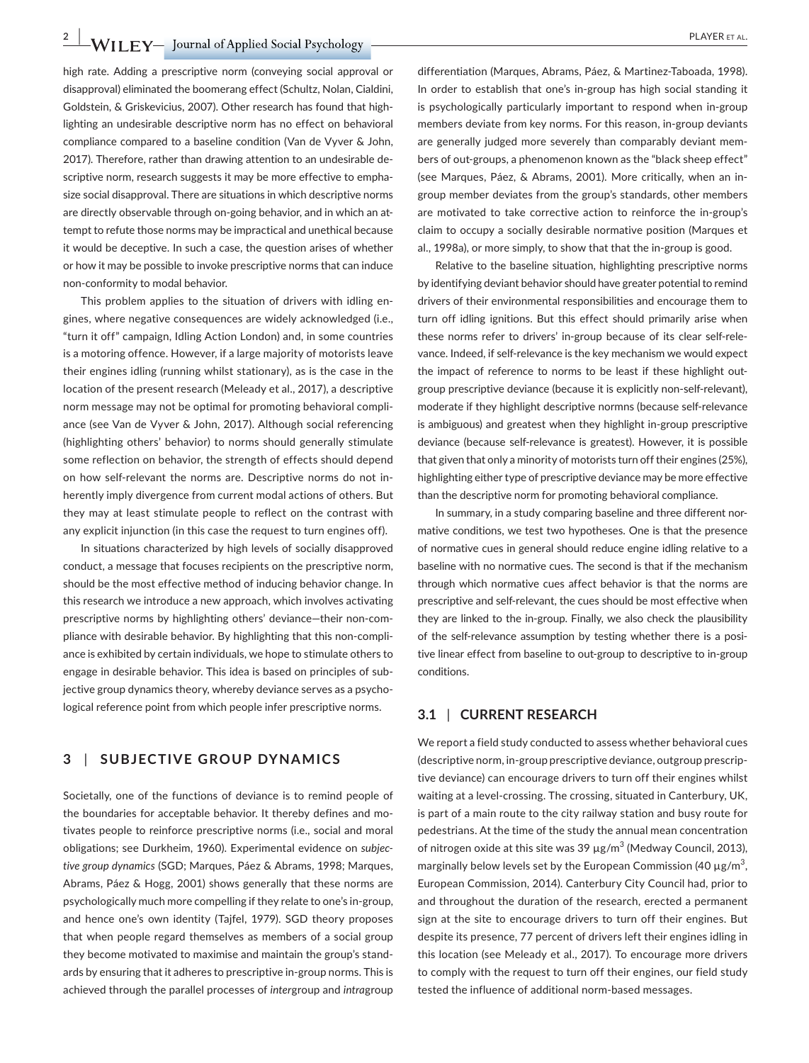high rate. Adding a prescriptive norm (conveying social approval or disapproval) eliminated the boomerang effect (Schultz, Nolan, Cialdini, Goldstein, & Griskevicius, 2007). Other research has found that highlighting an undesirable descriptive norm has no effect on behavioral compliance compared to a baseline condition (Van de Vyver & John, 2017). Therefore, rather than drawing attention to an undesirable descriptive norm, research suggests it may be more effective to emphasize social disapproval. There are situations in which descriptive norms are directly observable through on-going behavior, and in which an attempt to refute those norms may be impractical and unethical because it would be deceptive. In such a case, the question arises of whether or how it may be possible to invoke prescriptive norms that can induce non-conformity to modal behavior.

This problem applies to the situation of drivers with idling engines, where negative consequences are widely acknowledged (i.e., "turn it off" campaign, Idling Action London) and, in some countries is a motoring offence. However, if a large majority of motorists leave their engines idling (running whilst stationary), as is the case in the location of the present research (Meleady et al., 2017), a descriptive norm message may not be optimal for promoting behavioral compliance (see Van de Vyver & John, 2017). Although social referencing (highlighting others' behavior) to norms should generally stimulate some reflection on behavior, the strength of effects should depend on how self-relevant the norms are. Descriptive norms do not inherently imply divergence from current modal actions of others. But they may at least stimulate people to reflect on the contrast with any explicit injunction (in this case the request to turn engines off).

In situations characterized by high levels of socially disapproved conduct, a message that focuses recipients on the prescriptive norm, should be the most effective method of inducing behavior change. In this research we introduce a new approach, which involves activating prescriptive norms by highlighting others' deviance—their non-compliance with desirable behavior. By highlighting that this non-compliance is exhibited by certain individuals, we hope to stimulate others to engage in desirable behavior. This idea is based on principles of subjective group dynamics theory, whereby deviance serves as a psychological reference point from which people infer prescriptive norms.

## 3 | SUBJECTIVE GROUP DYNAMICS

Societally, one of the functions of deviance is to remind people of the boundaries for acceptable behavior. It thereby defines and motivates people to reinforce prescriptive norms (i.e., social and moral obligations; see Durkheim, 1960). Experimental evidence on *subjective group dynamics* (SGD; Marques, Páez & Abrams, 1998; Marques, Abrams, Páez & Hogg, 2001) shows generally that these norms are psychologically much more compelling if they relate to one's in-group, and hence one's own identity (Tajfel, 1979). SGD theory proposes that when people regard themselves as members of a social group they become motivated to maximise and maintain the group's standards by ensuring that it adheres to prescriptive in-group norms. This is achieved through the parallel processes of *inter*group and *intra*group differentiation (Marques, Abrams, Páez, & Martinez-Taboada, 1998). In order to establish that one's in-group has high social standing it is psychologically particularly important to respond when in-group members deviate from key norms. For this reason, in-group deviants are generally judged more severely than comparably deviant members of out-groups, a phenomenon known as the "black sheep effect" (see Marques, Páez, & Abrams, 2001). More critically, when an in-group member deviates from the group's standards, other members are motivated to take corrective action to reinforce the in-group's claim to occupy a socially desirable normative position (Marques et al., 1998a), or more simply, to show that that the in-group is good.

Relative to the baseline situation, highlighting prescriptive norms by identifying deviant behavior should have greater potential to remind drivers of their environmental responsibilities and encourage them to turn off idling ignitions. But this effect should primarily arise when these norms refer to drivers' in-group because of its clear self-relevance. Indeed, if self-relevance is the key mechanism we would expect the impact of reference to norms to be least if these highlight out-group prescriptive deviance (because it is explicitly non-self-relevant), moderate if they highlight descriptive normns (because self-relevance is ambiguous) and greatest when they highlight in-group prescriptive deviance (because self-relevance is greatest). However, it is possible that given that only a minority of motorists turn off their engines (25%), highlighting either type of prescriptive deviance may be more effective than the descriptive norm for promoting behavioral compliance.

In summary, in a study comparing baseline and three different normative conditions, we test two hypotheses. One is that the presence of normative cues in general should reduce engine idling relative to a baseline with no normative cues. The second is that if the mechanism through which normative cues affect behavior is that the norms are prescriptive and self-relevant, the cues should be most effective when they are linked to the in-group. Finally, we also check the plausibility of the self-relevance assumption by testing whether there is a positive linear effect from baseline to out-group to descriptive to in-group conditions.

### 3.1 | CURRENT RESEARCH

We report a field study conducted to assess whether behavioral cues (descriptive norm, in-group prescriptive deviance, outgroup prescriptive deviance) can encourage drivers to turn off their engines whilst waiting at a level-crossing. The crossing, situated in Canterbury, UK, is part of a main route to the city railway station and busy route for pedestrians. At the time of the study the annual mean concentration of nitrogen oxide at this site was 39 $\mu g/m^3$ (Medway Council, 2013), marginally below levels set by the European Commission (40 $\mu g/m^3$, European Commission, 2014). Canterbury City Council had, prior to and throughout the duration of the research, erected a permanent sign at the site to encourage drivers to turn off their engines. But despite its presence, 77 percent of drivers left their engines idling in this location (see Meleady et al., 2017). To encourage more drivers to comply with the request to turn off their engines, our field study tested the influence of additional norm-based messages.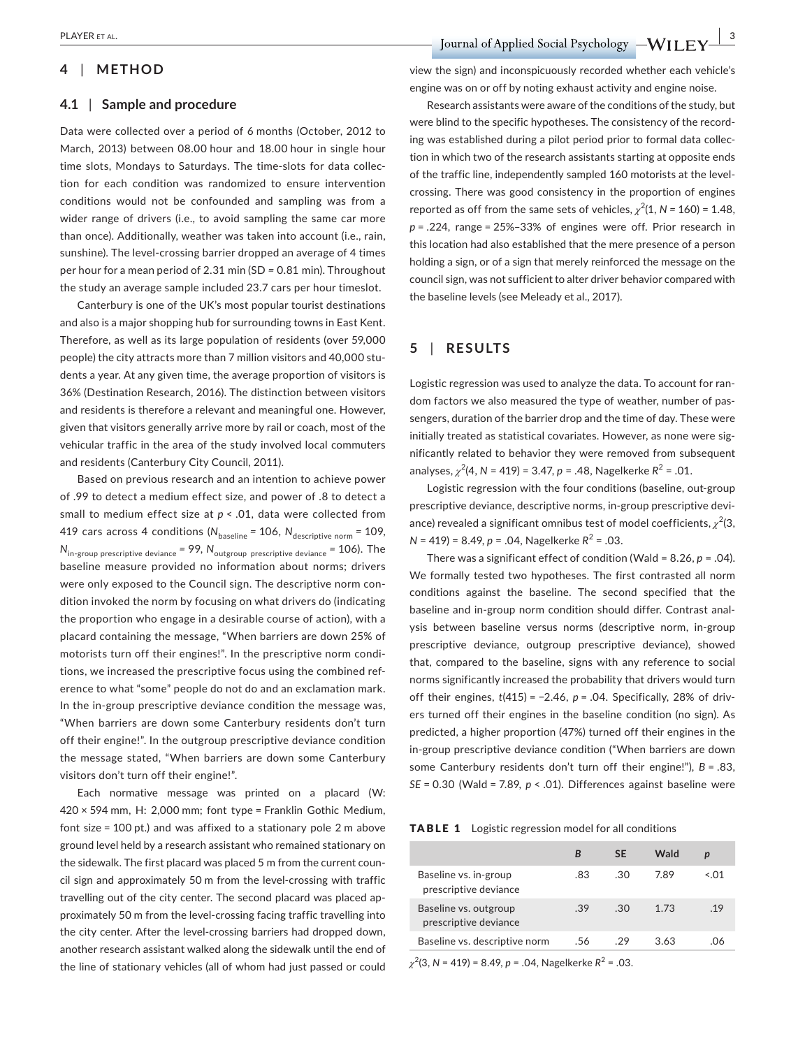## 4 | METHOD

### 4.1 | Sample and procedure

Data were collected over a period of 6 months (October, 2012 to March, 2013) between 08.00 hour and 18.00 hour in single hour time slots, Mondays to Saturdays. The time-slots for data collection for each condition was randomized to ensure intervention conditions would not be confounded and sampling was from a wider range of drivers (i.e., to avoid sampling the same car more than once). Additionally, weather was taken into account (i.e., rain, sunshine). The level-crossing barrier dropped an average of 4 times per hour for a mean period of 2.31 min (SD = 0.81 min). Throughout the study an average sample included 23.7 cars per hour timeslot.

Canterbury is one of the UK's most popular tourist destinations and also is a major shopping hub for surrounding towns in East Kent. Therefore, as well as its large population of residents (over 59,000 people) the city attracts more than 7 million visitors and 40,000 students a year. At any given time, the average proportion of visitors is 36% (Destination Research, 2016). The distinction between visitors and residents is therefore a relevant and meaningful one. However, given that visitors generally arrive more by rail or coach, most of the vehicular traffic in the area of the study involved local commuters and residents (Canterbury City Council, 2011).

Based on previous research and an intention to achieve power of .99 to detect a medium effect size, and power of .8 to detect a small to medium effect size at $p < .01$, data were collected from 419 cars across 4 conditions ($N_{\text{baseline}} = 106$, $N_{\text{descriptive norm}} = 109$, $N_{\text{in-group prescriptive deviance}} = 99$, $N_{\text{outgroup prescriptive deviance}} = 106$). The baseline measure provided no information about norms; drivers were only exposed to the Council sign. The descriptive norm condition invoked the norm by focusing on what drivers do (indicating the proportion who engage in a desirable course of action), with a placard containing the message, "When barriers are down 25% of motorists turn off their engines!". In the prescriptive norm conditions, we increased the prescriptive focus using the combined reference to what "some" people do not do and an exclamation mark. In the in-group prescriptive deviance condition the message was, "When barriers are down some Canterbury residents don't turn off their engine!". In the outgroup prescriptive deviance condition the message stated, "When barriers are down some Canterbury visitors don't turn off their engine!".

Each normative message was printed on a placard (W: 420 × 594 mm, H: 2,000 mm; font type = Franklin Gothic Medium, font size = 100 pt.) and was affixed to a stationary pole 2 m above ground level held by a research assistant who remained stationary on the sidewalk. The first placard was placed 5 m from the current council sign and approximately 50 m from the level-crossing with traffic travelling out of the city center. The second placard was placed approximately 50 m from the level-crossing facing traffic travelling into the city center. After the level-crossing barriers had dropped down, another research assistant walked along the sidewalk until the end of the line of stationary vehicles (all of whom had just passed or could view the sign) and inconspicuously recorded whether each vehicle's engine was on or off by noting exhaust activity and engine noise.

Research assistants were aware of the conditions of the study, but were blind to the specific hypotheses. The consistency of the recording was established during a pilot period prior to formal data collection in which two of the research assistants starting at opposite ends of the traffic line, independently sampled 160 motorists at the level-crossing. There was good consistency in the proportion of engines reported as off from the same sets of vehicles, $\chi^2(1, N = 160) = 1.48$, $p = .224$, range = 25%–33% of engines were off. Prior research in this location had also established that the mere presence of a person holding a sign, or of a sign that merely reinforced the message on the council sign, was not sufficient to alter driver behavior compared with the baseline levels (see Meleady et al., 2017).

## 5 | RESULTS

Logistic regression was used to analyze the data. To account for random factors we also measured the type of weather, number of passengers, duration of the barrier drop and the time of day. These were initially treated as statistical covariates. However, as none were significantly related to behavior they were removed from subsequent analyses, $\chi^2(4, N = 419) = 3.47$, $p = .48$, Nagelkerke $R^2 = .01$.

Logistic regression with the four conditions (baseline, out-group prescriptive deviance, descriptive norms, in-group prescriptive deviance) revealed a significant omnibus test of model coefficients, $\chi^2(3, N = 419) = 8.49$, $p = .04$, Nagelkerke $R^2 = .03$.

There was a significant effect of condition (Wald = 8.26, $p = .04$). We formally tested two hypotheses. The first contrasted all norm conditions against the baseline. The second specified that the baseline and in-group norm condition should differ. Contrast analysis between baseline versus norms (descriptive norm, in-group prescriptive deviance, outgroup prescriptive deviance), showed that, compared to the baseline, signs with any reference to social norms significantly increased the probability that drivers would turn off their engines, $t(415) = -2.46$, $p = .04$. Specifically, 28% of drivers turned off their engines in the baseline condition (no sign). As predicted, a higher proportion (47%) turned off their engines in the in-group prescriptive deviance condition ("When barriers are down some Canterbury residents don't turn off their engine!"), $B = .83$, $SE = 0.30$ (Wald = 7.89, $p < .01$). Differences against baseline were

**TABLE 1** Logistic regression model for all conditions

| | *B* | SE | Wald | *p* |
|---|---|---|---|---|
| Baseline vs. in-group prescriptive deviance | .83 | .30 | 7.89 | <.01 |
| Baseline vs. outgroup prescriptive deviance | .39 | .30 | 1.73 | .19 |
| Baseline vs. descriptive norm | .56 | .29 | 3.63 | .06 |

$\chi^2(3, N = 419) = 8.49$, $p = .04$, Nagelkerke $R^2 = .03$.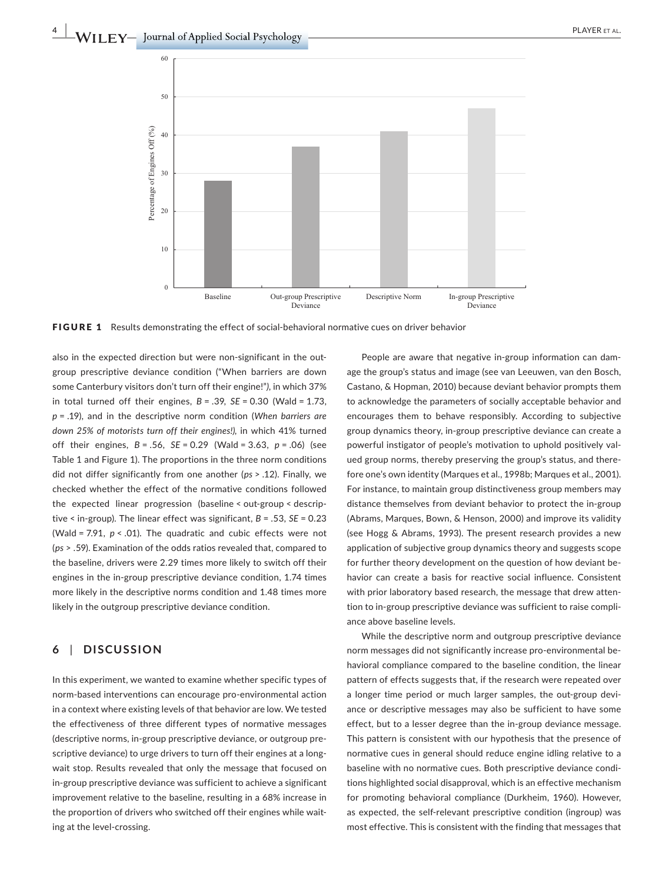FIGURE 1 Results demonstrating the effect of social-behavioral normative cues on driver behavior

also in the expected direction but were non-significant in the out-group prescriptive deviance condition ("When barriers are down some Canterbury visitors don't turn off their engine!"), in which 37% in total turned off their engines, $B = .39$, $SE = 0.30$ (Wald = 1.73, $p = .19$), and in the descriptive norm condition (*When barriers are down 25% of motorists turn off their engines!*), in which 41% turned off their engines, $B = .56$, $SE = 0.29$ (Wald = 3.63, $p = .06$) (see Table 1 and Figure 1). The proportions in the three norm conditions did not differ significantly from one another (*ps* > .12). Finally, we checked whether the effect of the normative conditions followed the expected linear progression (baseline < out-group < descriptive < in-group). The linear effect was significant, $B = .53$, $SE = 0.23$ (Wald = 7.91, $p < .01$). The quadratic and cubic effects were not (*ps* > .59). Examination of the odds ratios revealed that, compared to the baseline, drivers were 2.29 times more likely to switch off their engines in the in-group prescriptive deviance condition, 1.74 times more likely in the descriptive norms condition and 1.48 times more likely in the outgroup prescriptive deviance condition.

## 6 | DISCUSSION

In this experiment, we wanted to examine whether specific types of norm-based interventions can encourage pro-environmental action in a context where existing levels of that behavior are low. We tested the effectiveness of three different types of normative messages (descriptive norms, in-group prescriptive deviance, or outgroup prescriptive deviance) to urge drivers to turn off their engines at a long-wait stop. Results revealed that only the message that focused on in-group prescriptive deviance was sufficient to achieve a significant improvement relative to the baseline, resulting in a 68% increase in the proportion of drivers who switched off their engines while waiting at the level-crossing.

People are aware that negative in-group information can damage the group's status and image (see van Leeuwen, van den Bosch, Castano, & Hopman, 2010) because deviant behavior prompts them to acknowledge the parameters of socially acceptable behavior and encourages them to behave responsibly. According to subjective group dynamics theory, in-group prescriptive deviance can create a powerful instigator of people's motivation to uphold positively valued group norms, thereby preserving the group's status, and therefore one's own identity (Marques et al., 1998b; Marques et al., 2001). For instance, to maintain group distinctiveness group members may distance themselves from deviant behavior to protect the in-group (Abrams, Marques, Bown, & Henson, 2000) and improve its validity (see Hogg & Abrams, 1993). The present research provides a new application of subjective group dynamics theory and suggests scope for further theory development on the question of how deviant behavior can create a basis for reactive social influence. Consistent with prior laboratory based research, the message that drew attention to in-group prescriptive deviance was sufficient to raise compliance above baseline levels.

While the descriptive norm and outgroup prescriptive deviance norm messages did not significantly increase pro-environmental behavioral compliance compared to the baseline condition, the linear pattern of effects suggests that, if the research were repeated over a longer time period or much larger samples, the out-group deviance or descriptive messages may also be sufficient to have some effect, but to a lesser degree than the in-group deviance message. This pattern is consistent with our hypothesis that the presence of normative cues in general should reduce engine idling relative to a baseline with no normative cues. Both prescriptive deviance conditions highlighted social disapproval, which is an effective mechanism for promoting behavioral compliance (Durkheim, 1960). However, as expected, the self-relevant prescriptive condition (ingroup) was most effective. This is consistent with the finding that messages that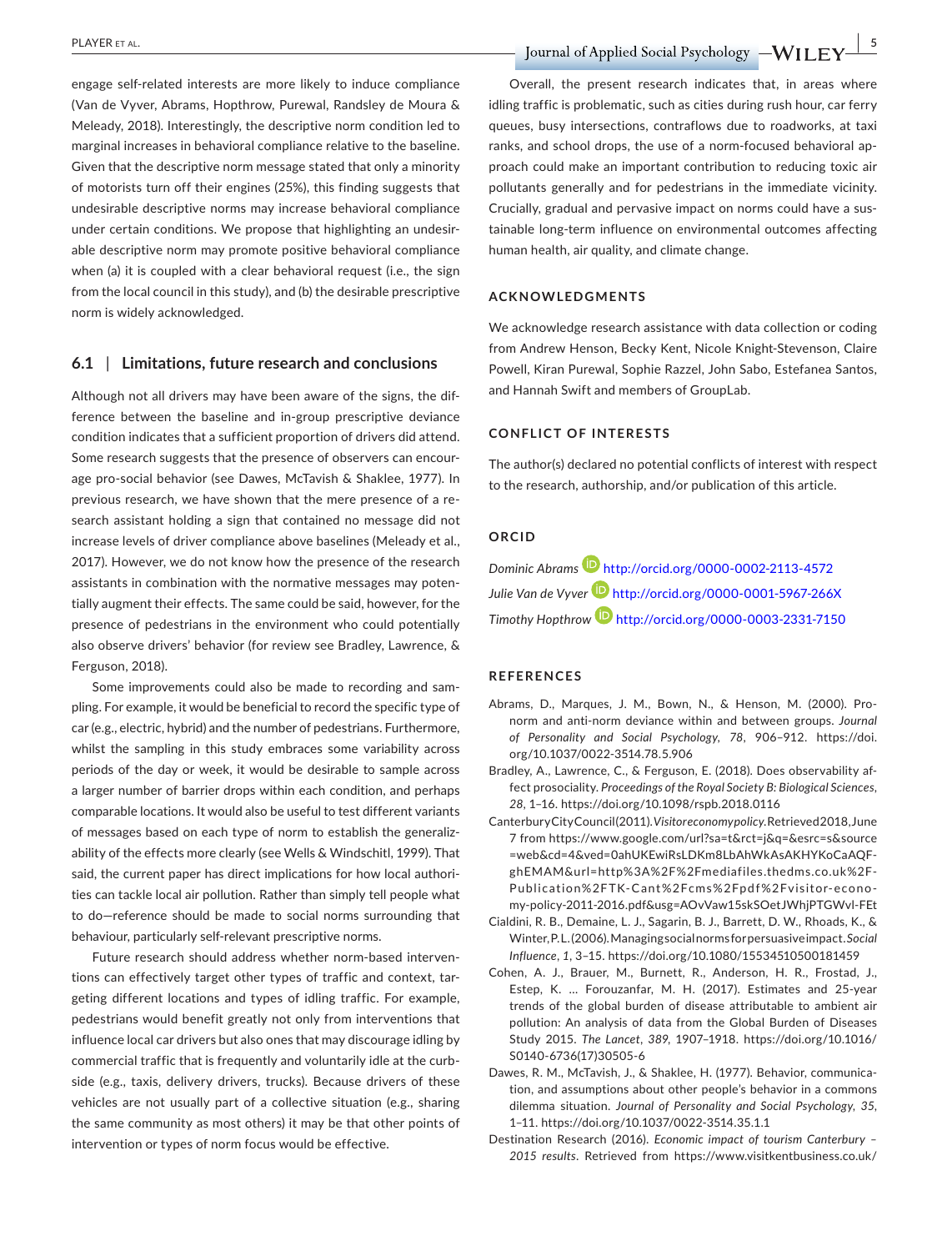engage self-related interests are more likely to induce compliance (Van de Vyver, Abrams, Hopthrow, Purewal, Randsley de Moura & Meleady, 2018). Interestingly, the descriptive norm condition led to marginal increases in behavioral compliance relative to the baseline. Given that the descriptive norm message stated that only a minority of motorists turn off their engines (25%), this finding suggests that undesirable descriptive norms may increase behavioral compliance under certain conditions. We propose that highlighting an undesirable descriptive norm may promote positive behavioral compliance when (a) it is coupled with a clear behavioral request (i.e., the sign from the local council in this study), and (b) the desirable prescriptive norm is widely acknowledged.

### 6.1 | Limitations, future research and conclusions

Although not all drivers may have been aware of the signs, the difference between the baseline and in-group prescriptive deviance condition indicates that a sufficient proportion of drivers did attend. Some research suggests that the presence of observers can encourage pro-social behavior (see Dawes, McTavish & Shaklee, 1977). In previous research, we have shown that the mere presence of a research assistant holding a sign that contained no message did not increase levels of driver compliance above baselines (Meleady et al., 2017). However, we do not know how the presence of the research assistants in combination with the normative messages may potentially augment their effects. The same could be said, however, for the presence of pedestrians in the environment who could potentially also observe drivers' behavior (for review see Bradley, Lawrence, & Ferguson, 2018).

Some improvements could also be made to recording and sampling. For example, it would be beneficial to record the specific type of car (e.g., electric, hybrid) and the number of pedestrians. Furthermore, whilst the sampling in this study embraces some variability across periods of the day or week, it would be desirable to sample across a larger number of barrier drops within each condition, and perhaps comparable locations. It would also be useful to test different variants of messages based on each type of norm to establish the generalizability of the effects more clearly (see Wells & Windschitl, 1999). That said, the current paper has direct implications for how local authorities can tackle local air pollution. Rather than simply tell people what to do—reference should be made to social norms surrounding that behaviour, particularly self-relevant prescriptive norms.

Future research should address whether norm-based interventions can effectively target other types of traffic and context, targeting different locations and types of idling traffic. For example, pedestrians would benefit greatly not only from interventions that influence local car drivers but also ones that may discourage idling by commercial traffic that is frequently and voluntarily idle at the curbside (e.g., taxis, delivery drivers, trucks). Because drivers of these vehicles are not usually part of a collective situation (e.g., sharing the same community as most others) it may be that other points of intervention or types of norm focus would be effective.

Overall, the present research indicates that, in areas where idling traffic is problematic, such as cities during rush hour, car ferry queues, busy intersections, contraflows due to roadworks, at taxi ranks, and school drops, the use of a norm-focused behavioral approach could make an important contribution to reducing toxic air pollutants generally and for pedestrians in the immediate vicinity. Crucially, gradual and pervasive impact on norms could have a sustainable long-term influence on environmental outcomes affecting human health, air quality, and climate change.

## ACKNOWLEDGMENTS

We acknowledge research assistance with data collection or coding from Andrew Henson, Becky Kent, Nicole Knight-Stevenson, Claire Powell, Kiran Purewal, Sophie Razzel, John Sabo, Estefanea Santos, and Hannah Swift and members of GroupLab.

## CONFLICT OF INTERESTS

The author(s) declared no potential conflicts of interest with respect to the research, authorship, and/or publication of this article.

## ORCID

*Dominic Abrams* http://orcid.org/0000-0002-2113-4572

*Julie Van de Vyver* http://orcid.org/0000-0001-5967-266X

*Timothy Hopthrow* http://orcid.org/0000-0003-2331-7150

## REFERENCES

Abrams, D., Marques, J. M., Bown, N., & Henson, M. (2000). Pro-norm and anti-norm deviance within and between groups. *Journal of Personality and Social Psychology*, *78*, 906–912. https://doi.org/10.1037/0022-3514.78.5.906

Bradley, A., Lawrence, C., & Ferguson, E. (2018). Does observability affect prosociality. *Proceedings of the Royal Society B: Biological Sciences*, *28*, 1–16. https://doi.org/10.1098/rspb.2018.0116

Canterbury City Council (2011). *Visitor economy policy*. Retrieved 2018, June 7 from https://www.google.com/url?sa=t&rct=j&q=&esrc=s&source=web&cd=4&ved=0ahUKEwiRsLDKm8LbAhWkAsAKHYKoCaAQFghEMAM&url=http%3A%2F%2Fmediafiles.thedms.co.uk%2FPublication%2FTK-Cant%2Fcms%2Fpdf%2Fvisitor-economy-policy-2011-2016.pdf&usg=AOvVaw15skSOetJWhjPTGWvl-FEt

Cialdini, R. B., Demaine, L. J., Sagarin, B. J., Barrett, D. W., Rhoads, K., & Winter, P. L. (2006). Managing social norms for persuasive impact. *Social Influence*, *1*, 3–15. https://doi.org/10.1080/15534510500181459

Cohen, A. J., Brauer, M., Burnett, R., Anderson, H. R., Frostad, J., Estep, K. … Forouzanfar, M. H. (2017). Estimates and 25-year trends of the global burden of disease attributable to ambient air pollution: An analysis of data from the Global Burden of Diseases Study 2015. *The Lancet*, *389*, 1907–1918. https://doi.org/10.1016/S0140-6736(17)30505-6

Dawes, R. M., McTavish, J., & Shaklee, H. (1977). Behavior, communication, and assumptions about other people's behavior in a commons dilemma situation. *Journal of Personality and Social Psychology*, *35*, 1–11. https://doi.org/10.1037/0022-3514.35.1.1

Destination Research (2016). *Economic impact of tourism Canterbury – 2015 results*. Retrieved from https://www.visitkentbusiness.co.uk/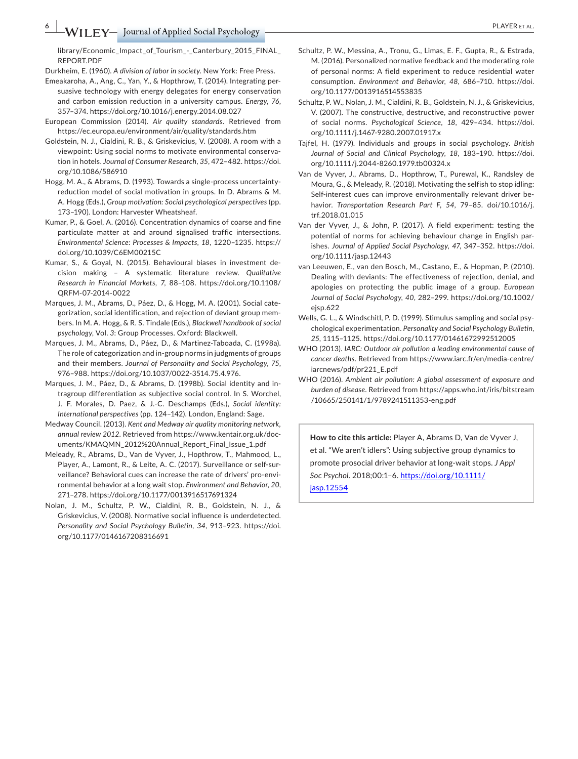library/Economic_Impact_of_Tourism_-_Canterbury_2015_FINAL_REPORT.PDF

Durkheim, E. (1960). *A division of labor in society*. New York: Free Press.

Emeakaroha, A., Ang, C., Yan, Y., & Hopthrow, T. (2014). Integrating persuasive technology with energy delegates for energy conservation and carbon emission reduction in a university campus. *Energy*, *76*, 357–374. https://doi.org/10.1016/j.energy.2014.08.027

European Commission (2014). *Air quality standards*. Retrieved from https://ec.europa.eu/environment/air/quality/standards.htm

Goldstein, N. J., Cialdini, R. B., & Griskevicius, V. (2008). A room with a viewpoint: Using social norms to motivate environmental conservation in hotels. *Journal of Consumer Research*, *35*, 472–482. https://doi.org/10.1086/586910

Hogg, M. A., & Abrams, D. (1993). Towards a single-process uncertainty-reduction model of social motivation in groups. In D. Abrams & M. A. Hogg (Eds.), *Group motivation: Social psychological perspectives* (pp. 173–190). London: Harvester Wheatsheaf.

Kumar, P., & Goel, A. (2016). Concentration dynamics of coarse and fine particulate matter at and around signalised traffic intersections. *Environmental Science: Processes & Impacts*, *18*, 1220–1235. https://doi.org/10.1039/C6EM00215C

Kumar, S., & Goyal, N. (2015). Behavioural biases in investment decision making – A systematic literature review. *Qualitative Research in Financial Markets*, *7*, 88–108. https://doi.org/10.1108/QRFM-07-2014-0022

Marques, J. M., Abrams, D., Páez, D., & Hogg, M. A. (2001). Social categorization, social identification, and rejection of deviant group members. In M. A. Hogg, & R. S. Tindale (Eds.), *Blackwell handbook of social psychology*, Vol. *3*: Group Processes. Oxford: Blackwell.

Marques, J. M., Abrams, D., Páez, D., & Martinez-Taboada, C. (1998a). The role of categorization and in-group norms in judgments of groups and their members. *Journal of Personality and Social Psychology*, *75*, 976–988. https://doi.org/10.1037/0022-3514.75.4.976.

Marques, J. M., Páez, D., & Abrams, D. (1998b). Social identity and intragroup differentiation as subjective social control. In S. Worchel, J. F. Morales, D. Paez, & J.-C. Deschamps (Eds.), *Social identity: International perspectives* (pp. 124–142). London, England: Sage.

Medway Council. (2013). *Kent and Medway air quality monitoring network, annual review 2012*. Retrieved from https://www.kentair.org.uk/documents/KMAQMN_2012%20Annual_Report_Final_Issue_1.pdf

Meleady, R., Abrams, D., Van de Vyver, J., Hopthrow, T., Mahmood, L., Player, A., Lamont, R., & Leite, A. C. (2017). Surveillance or self-surveillance? Behavioral cues can increase the rate of drivers' pro-environmental behavior at a long wait stop. *Environment and Behavior*, *20*, 271–278. https://doi.org/10.1177/0013916517691324

Nolan, J. M., Schultz, P. W., Cialdini, R. B., Goldstein, N. J., & Griskevicius, V. (2008). Normative social influence is underdetected. *Personality and Social Psychology Bulletin*, *34*, 913–923. https://doi.org/10.1177/0146167208316691

Schultz, P. W., Messina, A., Tronu, G., Limas, E. F., Gupta, R., & Estrada, M. (2016). Personalized normative feedback and the moderating role of personal norms: A field experiment to reduce residential water consumption. *Environment and Behavior*, *48*, 686–710. https://doi.org/10.1177/0013916514553835

Schultz, P. W., Nolan, J. M., Cialdini, R. B., Goldstein, N. J., & Griskevicius, V. (2007). The constructive, destructive, and reconstructive power of social norms. *Psychological Science*, *18*, 429–434. https://doi.org/10.1111/j.1467-9280.2007.01917.x

Tajfel, H. (1979). Individuals and groups in social psychology. *British Journal of Social and Clinical Psychology*, *18*, 183–190. https://doi.org/10.1111/j.2044-8260.1979.tb00324.x

Van de Vyver, J., Abrams, D., Hopthrow, T., Purewal, K., Randsley de Moura, G., & Meleady, R. (2018). Motivating the selfish to stop idling: Self-interest cues can improve environmentally relevant driver behavior. *Transportation Research Part F*, *54*, 79–85. doi/10.1016/j.trf.2018.01.015

Van der Vyver, J., & John, P. (2017). A field experiment: testing the potential of norms for achieving behaviour change in English parishes. *Journal of Applied Social Psychology*, *47*, 347–352. https://doi.org/10.1111/jasp.12443

van Leeuwen, E., van den Bosch, M., Castano, E., & Hopman, P. (2010). Dealing with deviants: The effectiveness of rejection, denial, and apologies on protecting the public image of a group. *European Journal of Social Psychology*, *40*, 282–299. https://doi.org/10.1002/ejsp.622

Wells, G. L., & Windschitl, P. D. (1999). Stimulus sampling and social psychological experimentation. *Personality and Social Psychology Bulletin*, *25*, 1115–1125. https://doi.org/10.1177/01461672992512005

WHO (2013). *IARC: Outdoor air pollution a leading environmental cause of cancer deaths*. Retrieved from https://www.iarc.fr/en/media-centre/iarcnews/pdf/pr221_E.pdf

WHO (2016). *Ambient air pollution: A global assessment of exposure and burden of disease*. Retrieved from https://apps.who.int/iris/bitstream/10665/250141/1/9789241511353-eng.pdf

**How to cite this article:** Player A, Abrams D, Van de Vyver J, et al. "We aren't idlers": Using subjective group dynamics to promote prosocial driver behavior at long-wait stops. *J Appl Soc Psychol*. 2018;00:1–6. https://doi.org/10.1111/jasp.12554